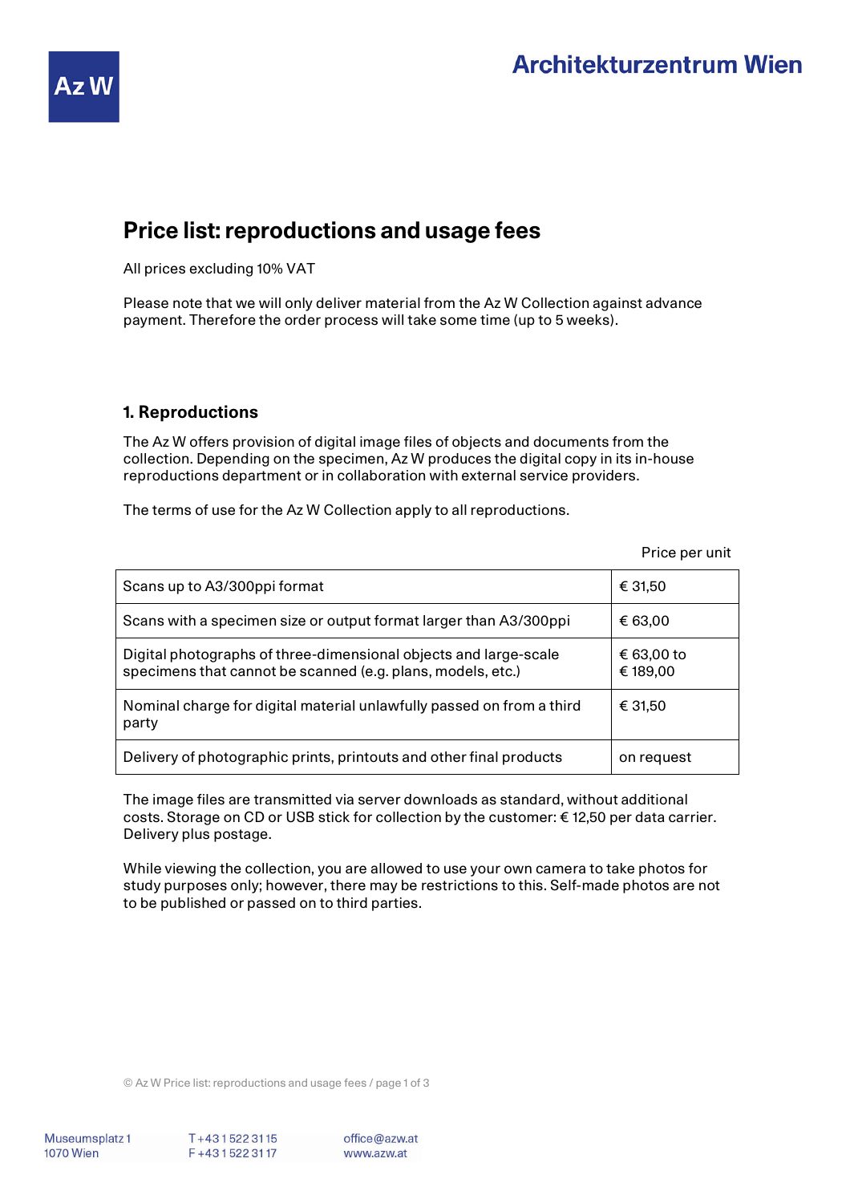# Price list: reproductions and usage fees

All prices excluding 10% VAT

Please note that we will only deliver material from the Az W Collection against advance payment. Therefore the order process will take some time (up to 5 weeks).

## 1. Reproductions

The Az W offers provision of digital image files of objects and documents from the collection. Depending on the specimen, Az W produces the digital copy in its in-house reproductions department or in collaboration with external service providers.

The terms of use for the Az W Collection apply to all reproductions.

| | Price per unit |
|---|---|
| Scans up to A3/300ppi format | € 31,50 |
| Scans with a specimen size or output format larger than A3/300ppi | € 63,00 |
| Digital photographs of three-dimensional objects and large-scale specimens that cannot be scanned (e.g. plans, models, etc.) | € 63,00 to € 189,00 |
| Nominal charge for digital material unlawfully passed on from a third party | € 31,50 |
| Delivery of photographic prints, printouts and other final products | on request |

The image files are transmitted via server downloads as standard, without additional costs. Storage on CD or USB stick for collection by the customer: € 12,50 per data carrier. Delivery plus postage.

While viewing the collection, you are allowed to use your own camera to take photos for study purposes only; however, there may be restrictions to this. Self-made photos are not to be published or passed on to third parties.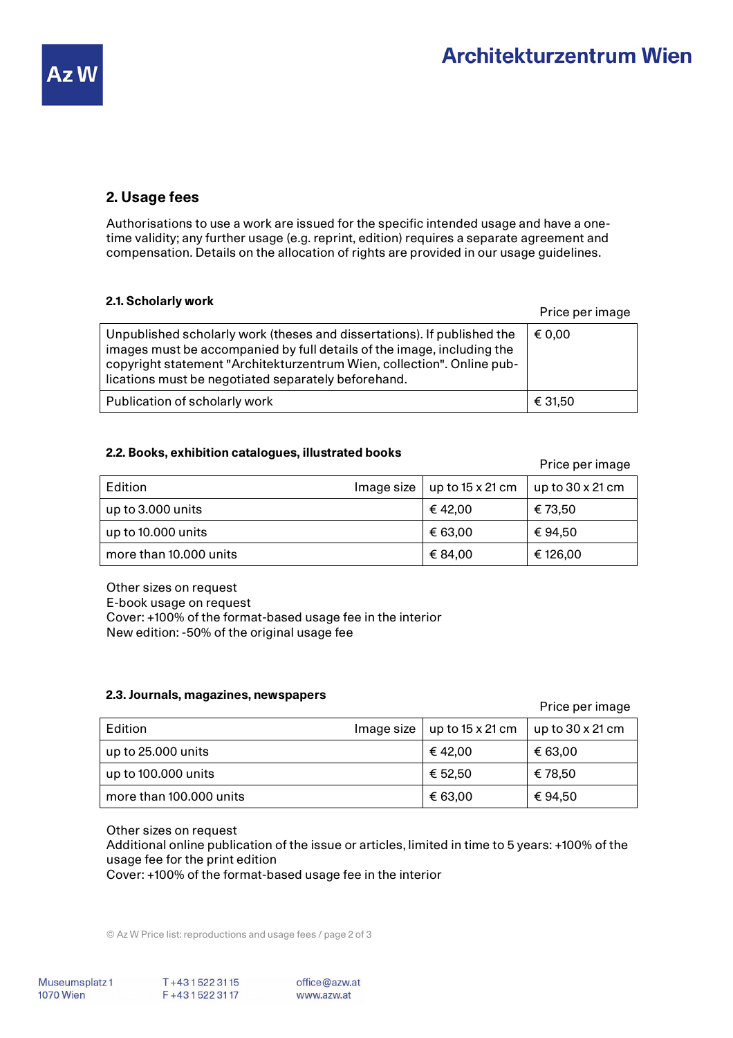## 2. Usage fees

Authorisations to use a work are issued for the specific intended usage and have a one-time validity; any further usage (e.g. reprint, edition) requires a separate agreement and compensation. Details on the allocation of rights are provided in our usage guidelines.

### 2.1. Scholarly work

| | Price per image |
|---|---|
| Unpublished scholarly work (theses and dissertations). If published the images must be accompanied by full details of the image, including the copyright statement "Architekturzentrum Wien, collection". Online publications must be negotiated separately beforehand. | € 0,00 |
| Publication of scholarly work | € 31,50 |

### 2.2. Books, exhibition catalogues, illustrated books

Price per image

| Edition / Image size | up to 15 x 21 cm | up to 30 x 21 cm |
|---|---|---|
| up to 3.000 units | € 42,00 | € 73,50 |
| up to 10.000 units | € 63,00 | € 94,50 |
| more than 10.000 units | € 84,00 | € 126,00 |

Other sizes on request
E-book usage on request
Cover: +100% of the format-based usage fee in the interior
New edition: -50% of the original usage fee

### 2.3. Journals, magazines, newspapers

Price per image

| Edition / Image size | up to 15 x 21 cm | up to 30 x 21 cm |
|---|---|---|
| up to 25.000 units | € 42,00 | € 63,00 |
| up to 100.000 units | € 52,50 | € 78,50 |
| more than 100.000 units | € 63,00 | € 94,50 |

Other sizes on request
Additional online publication of the issue or articles, limited in time to 5 years: +100% of the usage fee for the print edition
Cover: +100% of the format-based usage fee in the interior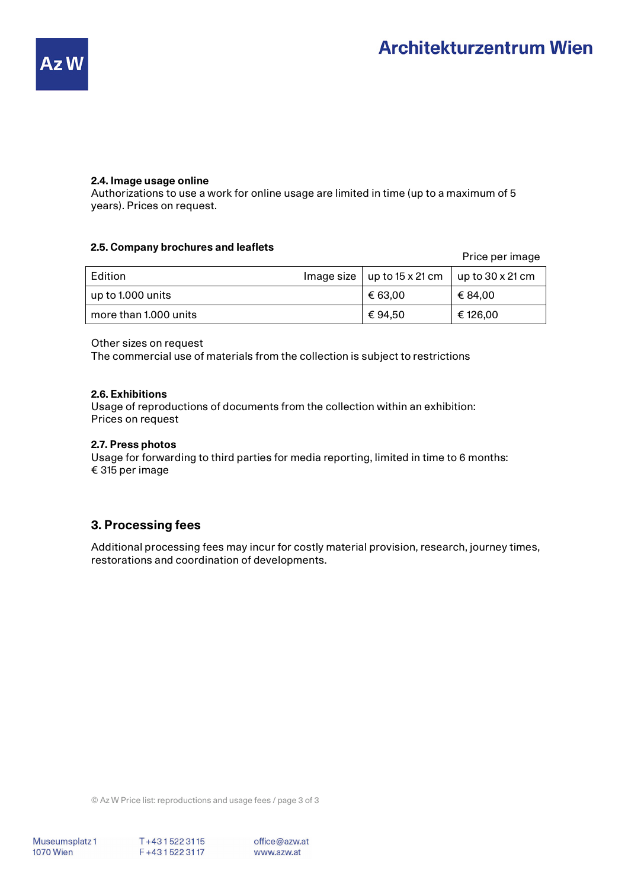### 2.4. Image usage online

Authorizations to use a work for online usage are limited in time (up to a maximum of 5 years). Prices on request.

### 2.5. Company brochures and leaflets

| | | Price per image |
|---|---|---|
| Edition Image size | up to 15 x 21 cm | up to 30 x 21 cm |
| up to 1.000 units | € 63,00 | € 84,00 |
| more than 1.000 units | € 94,50 | € 126,00 |

Other sizes on request
The commercial use of materials from the collection is subject to restrictions

### 2.6. Exhibitions

Usage of reproductions of documents from the collection within an exhibition:
Prices on request

### 2.7. Press photos

Usage for forwarding to third parties for media reporting, limited in time to 6 months:
€ 315 per image

## 3. Processing fees

Additional processing fees may incur for costly material provision, research, journey times, restorations and coordination of developments.